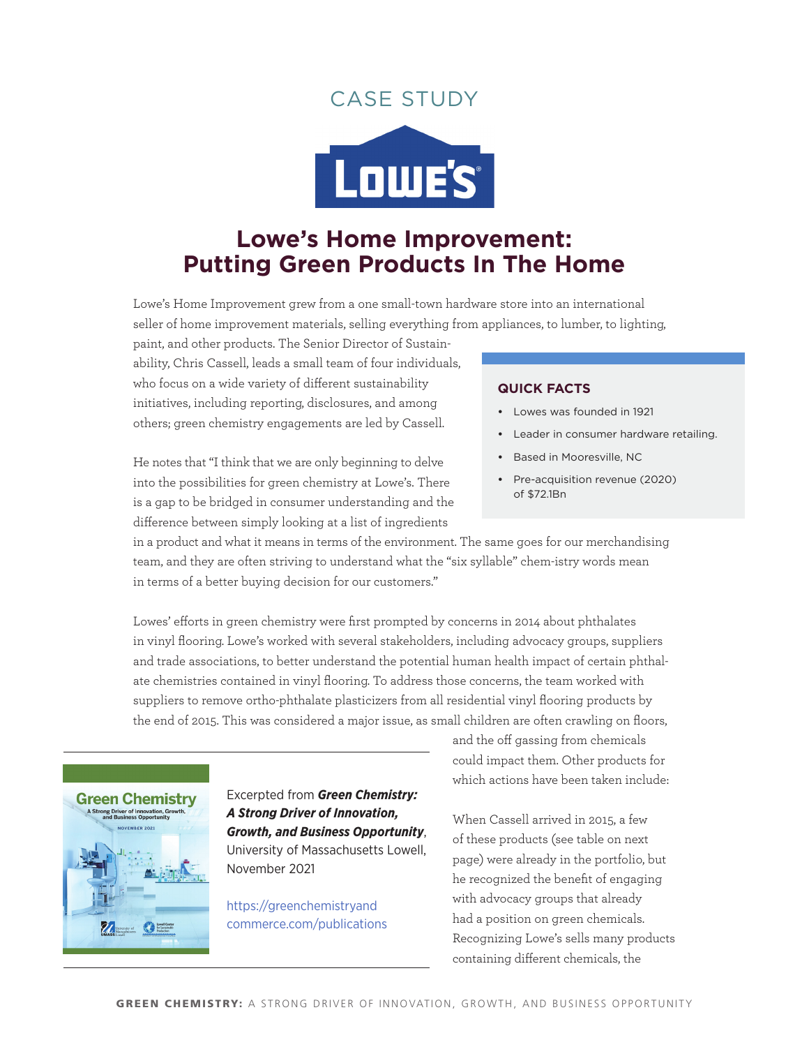CASE STUDY

# Lowe's Home Improvement: Putting Green Products In The Home

Lowe's Home Improvement grew from a one small-town hardware store into an international seller of home improvement materials, selling everything from appliances, to lumber, to lighting, paint, and other products. The Senior Director of Sustainability, Chris Cassell, leads a small team of four individuals, who focus on a wide variety of different sustainability initiatives, including reporting, disclosures, and among others; green chemistry engagements are led by Cassell.

### QUICK FACTS

- Lowes was founded in 1921
- Leader in consumer hardware retailing.
- Based in Mooresville, NC
- Pre-acquisition revenue (2020) of $72.1Bn

He notes that "I think that we are only beginning to delve into the possibilities for green chemistry at Lowe's. There is a gap to be bridged in consumer understanding and the difference between simply looking at a list of ingredients in a product and what it means in terms of the environment. The same goes for our merchandising team, and they are often striving to understand what the "six syllable" chem-istry words mean in terms of a better buying decision for our customers."

Lowes' efforts in green chemistry were first prompted by concerns in 2014 about phthalates in vinyl flooring. Lowe's worked with several stakeholders, including advocacy groups, suppliers and trade associations, to better understand the potential human health impact of certain phthalate chemistries contained in vinyl flooring. To address those concerns, the team worked with suppliers to remove ortho-phthalate plasticizers from all residential vinyl flooring products by the end of 2015. This was considered a major issue, as small children are often crawling on floors, and the off gassing from chemicals could impact them. Other products for which actions have been taken include:

Excerpted from ***Green Chemistry: A Strong Driver of Innovation, Growth, and Business Opportunity***, University of Massachusetts Lowell, November 2021

https://greenchemistryandcommerce.com/publications

When Cassell arrived in 2015, a few of these products (see table on next page) were already in the portfolio, but he recognized the benefit of engaging with advocacy groups that already had a position on green chemicals. Recognizing Lowe's sells many products containing different chemicals, the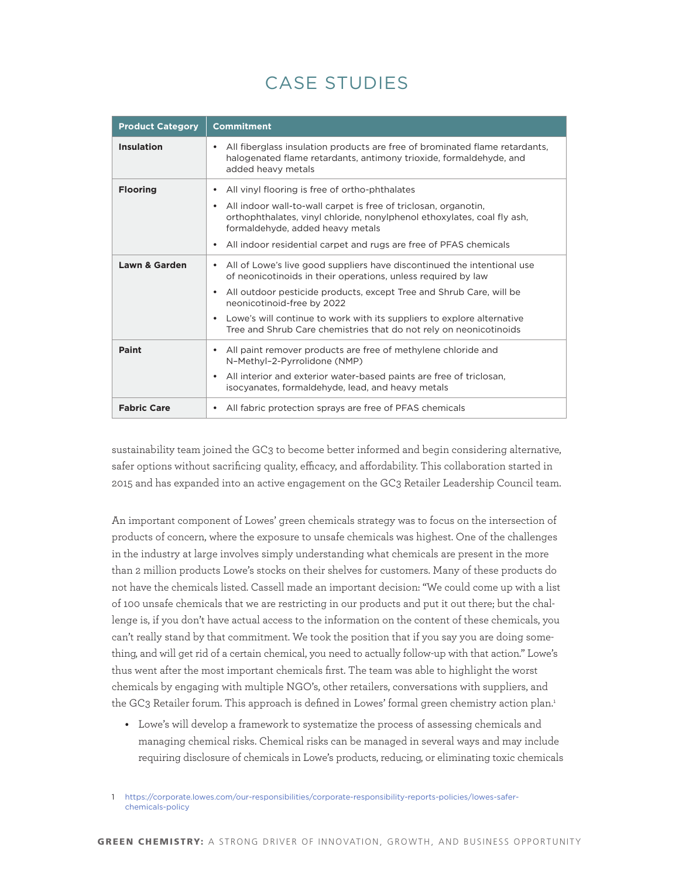# CASE STUDIES

| Product Category | Commitment |
| --- | --- |
| **Insulation** | • All fiberglass insulation products are free of brominated flame retardants, halogenated flame retardants, antimony trioxide, formaldehyde, and added heavy metals |
| **Flooring** | • All vinyl flooring is free of ortho-phthalates<br>• All indoor wall-to-wall carpet is free of triclosan, organotin, orthophthalates, vinyl chloride, nonylphenol ethoxylates, coal fly ash, formaldehyde, added heavy metals<br>• All indoor residential carpet and rugs are free of PFAS chemicals |
| **Lawn & Garden** | • All of Lowe's live good suppliers have discontinued the intentional use of neonicotinoids in their operations, unless required by law<br>• All outdoor pesticide products, except Tree and Shrub Care, will be neonicotinoid-free by 2022<br>• Lowe's will continue to work with its suppliers to explore alternative Tree and Shrub Care chemistries that do not rely on neonicotinoids |
| **Paint** | • All paint remover products are free of methylene chloride and N–Methyl–2-Pyrrolidone (NMP)<br>• All interior and exterior water-based paints are free of triclosan, isocyanates, formaldehyde, lead, and heavy metals |
| **Fabric Care** | • All fabric protection sprays are free of PFAS chemicals |

sustainability team joined the GC3 to become better informed and begin considering alternative, safer options without sacrificing quality, efficacy, and affordability. This collaboration started in 2015 and has expanded into an active engagement on the GC3 Retailer Leadership Council team.

An important component of Lowes' green chemicals strategy was to focus on the intersection of products of concern, where the exposure to unsafe chemicals was highest. One of the challenges in the industry at large involves simply understanding what chemicals are present in the more than 2 million products Lowe's stocks on their shelves for customers. Many of these products do not have the chemicals listed. Cassell made an important decision: "We could come up with a list of 100 unsafe chemicals that we are restricting in our products and put it out there; but the challenge is, if you don't have actual access to the information on the content of these chemicals, you can't really stand by that commitment. We took the position that if you say you are doing something, and will get rid of a certain chemical, you need to actually follow-up with that action." Lowe's thus went after the most important chemicals first. The team was able to highlight the worst chemicals by engaging with multiple NGO's, other retailers, conversations with suppliers, and the GC3 Retailer forum. This approach is defined in Lowes' formal green chemistry action plan.[1]

- Lowe's will develop a framework to systematize the process of assessing chemicals and managing chemical risks. Chemical risks can be managed in several ways and may include requiring disclosure of chemicals in Lowe's products, reducing, or eliminating toxic chemicals

1 https://corporate.lowes.com/our-responsibilities/corporate-responsibility-reports-policies/lowes-safer-chemicals-policy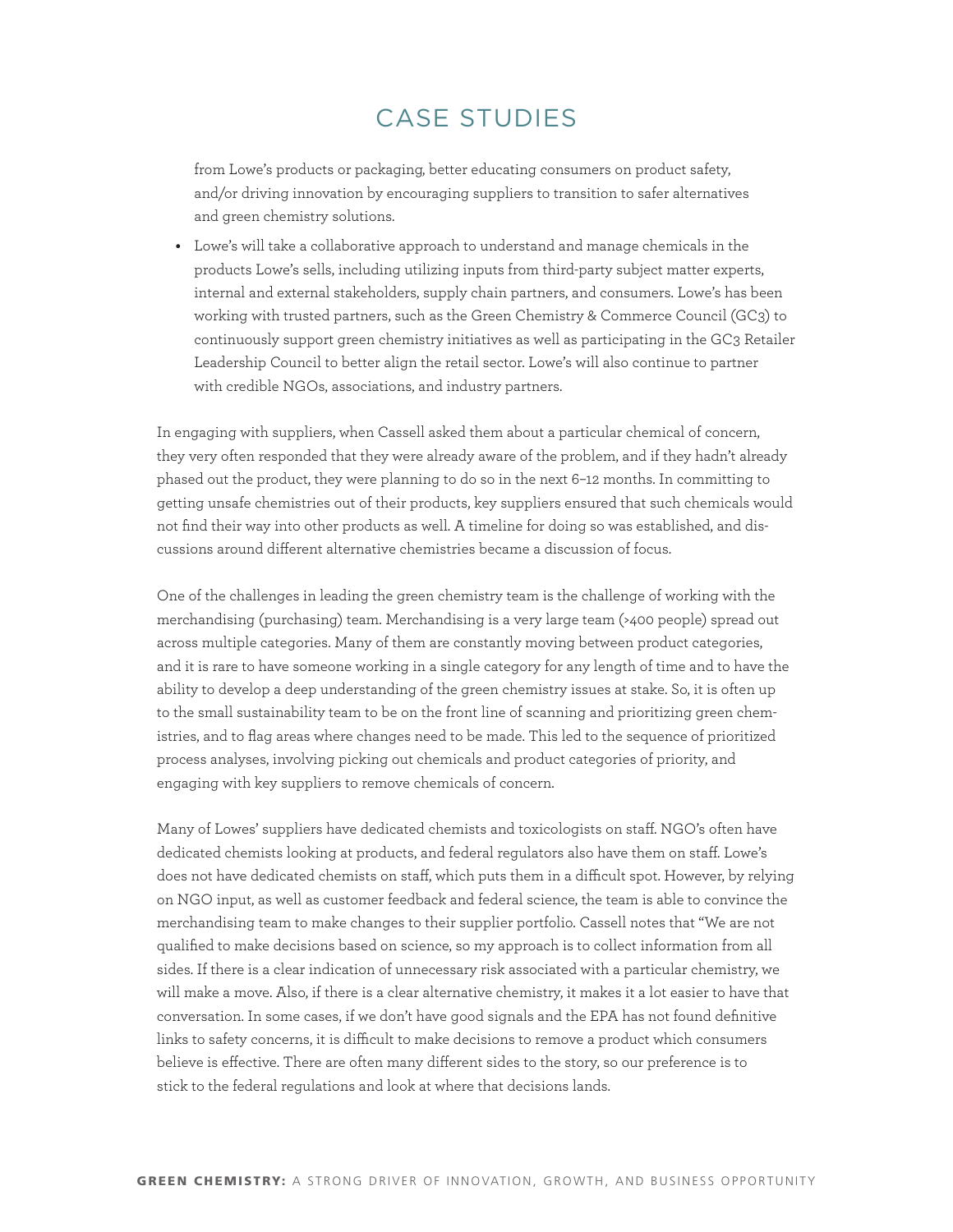from Lowe's products or packaging, better educating consumers on product safety, and/or driving innovation by encouraging suppliers to transition to safer alternatives and green chemistry solutions.

- Lowe's will take a collaborative approach to understand and manage chemicals in the products Lowe's sells, including utilizing inputs from third-party subject matter experts, internal and external stakeholders, supply chain partners, and consumers. Lowe's has been working with trusted partners, such as the Green Chemistry & Commerce Council (GC3) to continuously support green chemistry initiatives as well as participating in the GC3 Retailer Leadership Council to better align the retail sector. Lowe's will also continue to partner with credible NGOs, associations, and industry partners.

In engaging with suppliers, when Cassell asked them about a particular chemical of concern, they very often responded that they were already aware of the problem, and if they hadn't already phased out the product, they were planning to do so in the next 6–12 months. In committing to getting unsafe chemistries out of their products, key suppliers ensured that such chemicals would not find their way into other products as well. A timeline for doing so was established, and discussions around different alternative chemistries became a discussion of focus.

One of the challenges in leading the green chemistry team is the challenge of working with the merchandising (purchasing) team. Merchandising is a very large team (>400 people) spread out across multiple categories. Many of them are constantly moving between product categories, and it is rare to have someone working in a single category for any length of time and to have the ability to develop a deep understanding of the green chemistry issues at stake. So, it is often up to the small sustainability team to be on the front line of scanning and prioritizing green chemistries, and to flag areas where changes need to be made. This led to the sequence of prioritized process analyses, involving picking out chemicals and product categories of priority, and engaging with key suppliers to remove chemicals of concern.

Many of Lowes' suppliers have dedicated chemists and toxicologists on staff. NGO's often have dedicated chemists looking at products, and federal regulators also have them on staff. Lowe's does not have dedicated chemists on staff, which puts them in a difficult spot. However, by relying on NGO input, as well as customer feedback and federal science, the team is able to convince the merchandising team to make changes to their supplier portfolio. Cassell notes that "We are not qualified to make decisions based on science, so my approach is to collect information from all sides. If there is a clear indication of unnecessary risk associated with a particular chemistry, we will make a move. Also, if there is a clear alternative chemistry, it makes it a lot easier to have that conversation. In some cases, if we don't have good signals and the EPA has not found definitive links to safety concerns, it is difficult to make decisions to remove a product which consumers believe is effective. There are often many different sides to the story, so our preference is to stick to the federal regulations and look at where that decisions lands.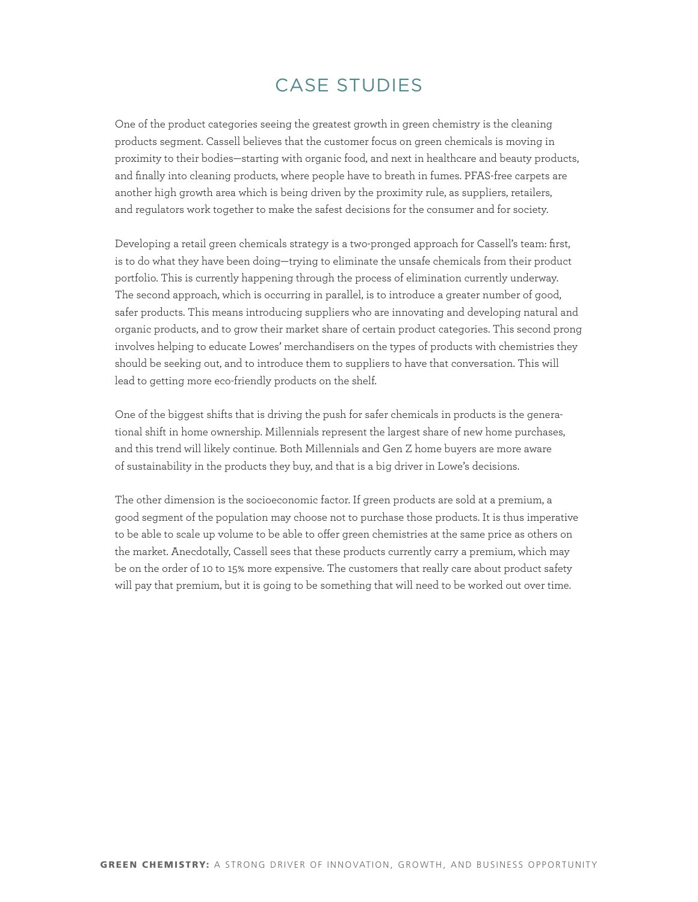# CASE STUDIES

One of the product categories seeing the greatest growth in green chemistry is the cleaning products segment. Cassell believes that the customer focus on green chemicals is moving in proximity to their bodies—starting with organic food, and next in healthcare and beauty products, and finally into cleaning products, where people have to breath in fumes. PFAS-free carpets are another high growth area which is being driven by the proximity rule, as suppliers, retailers, and regulators work together to make the safest decisions for the consumer and for society.

Developing a retail green chemicals strategy is a two-pronged approach for Cassell's team: first, is to do what they have been doing—trying to eliminate the unsafe chemicals from their product portfolio. This is currently happening through the process of elimination currently underway. The second approach, which is occurring in parallel, is to introduce a greater number of good, safer products. This means introducing suppliers who are innovating and developing natural and organic products, and to grow their market share of certain product categories. This second prong involves helping to educate Lowes' merchandisers on the types of products with chemistries they should be seeking out, and to introduce them to suppliers to have that conversation. This will lead to getting more eco-friendly products on the shelf.

One of the biggest shifts that is driving the push for safer chemicals in products is the generational shift in home ownership. Millennials represent the largest share of new home purchases, and this trend will likely continue. Both Millennials and Gen Z home buyers are more aware of sustainability in the products they buy, and that is a big driver in Lowe's decisions.

The other dimension is the socioeconomic factor. If green products are sold at a premium, a good segment of the population may choose not to purchase those products. It is thus imperative to be able to scale up volume to be able to offer green chemistries at the same price as others on the market. Anecdotally, Cassell sees that these products currently carry a premium, which may be on the order of 10 to 15% more expensive. The customers that really care about product safety will pay that premium, but it is going to be something that will need to be worked out over time.